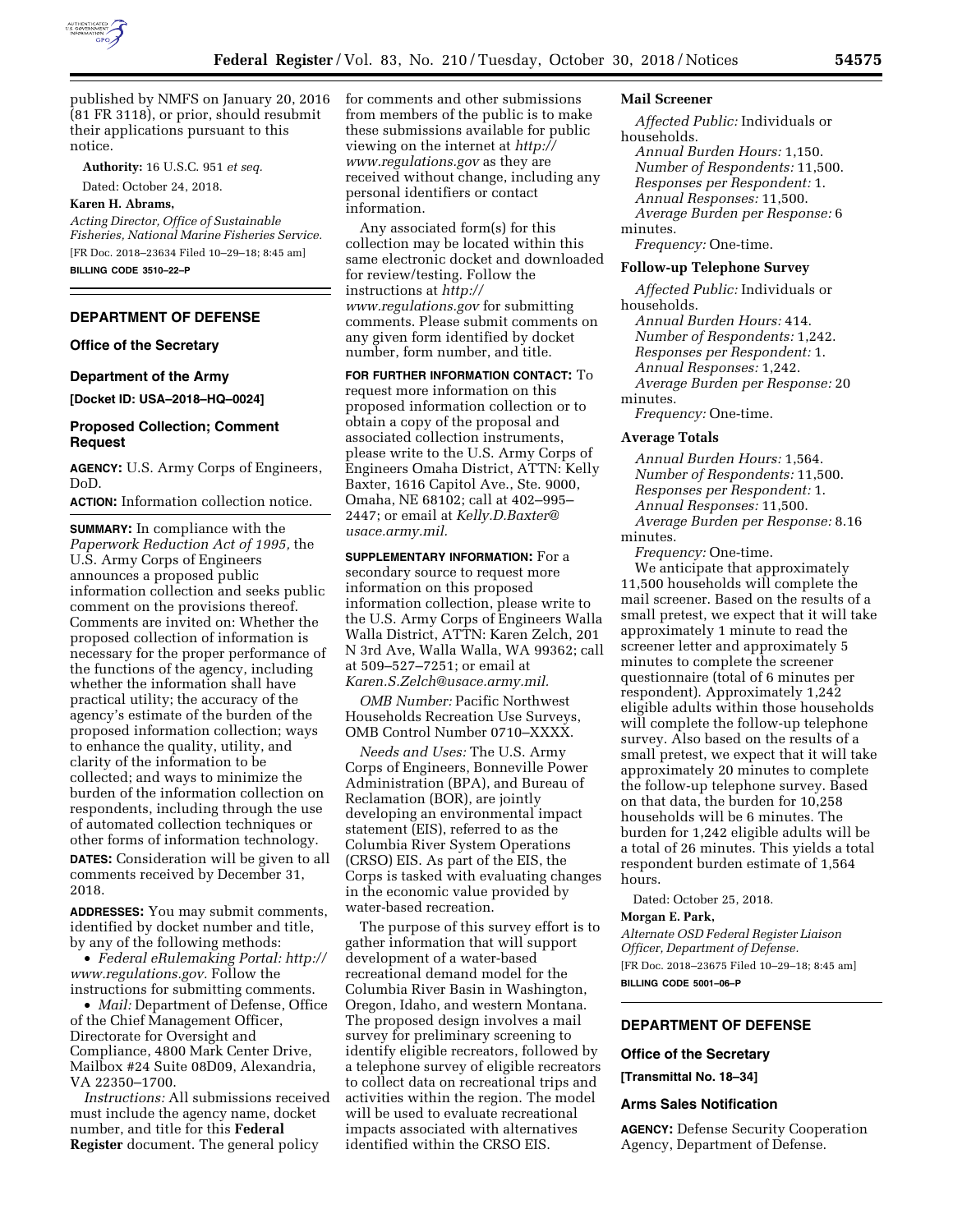published by NMFS on January 20, 2016 (81 FR 3118), or prior, should resubmit their applications pursuant to this notice.

**Authority:** 16 U.S.C. 951 *et seq.*

Dated: October 24, 2018.

**Karen H. Abrams,**

*Acting Director, Office of Sustainable Fisheries, National Marine Fisheries Service.*

[FR Doc. 2018–23634 Filed 10–29–18; 8:45 am]

**BILLING CODE 3510–22–P**

---

## DEPARTMENT OF DEFENSE

### Office of the Secretary

### Department of the Army

**[Docket ID: USA–2018–HQ–0024]**

## Proposed Collection; Comment Request

**AGENCY:** U.S. Army Corps of Engineers, DoD.

**ACTION:** Information collection notice.

**SUMMARY:** In compliance with the *Paperwork Reduction Act of 1995,* the U.S. Army Corps of Engineers announces a proposed public information collection and seeks public comment on the provisions thereof. Comments are invited on: Whether the proposed collection of information is necessary for the proper performance of the functions of the agency, including whether the information shall have practical utility; the accuracy of the agency's estimate of the burden of the proposed information collection; ways to enhance the quality, utility, and clarity of the information to be collected; and ways to minimize the burden of the information collection on respondents, including through the use of automated collection techniques or other forms of information technology.

**DATES:** Consideration will be given to all comments received by December 31, 2018.

**ADDRESSES:** You may submit comments, identified by docket number and title, by any of the following methods:

- *Federal eRulemaking Portal: http://www.regulations.gov.* Follow the instructions for submitting comments.
- *Mail:* Department of Defense, Office of the Chief Management Officer, Directorate for Oversight and Compliance, 4800 Mark Center Drive, Mailbox #24 Suite 08D09, Alexandria, VA 22350–1700.

*Instructions:* All submissions received must include the agency name, docket number, and title for this **Federal Register** document. The general policy for comments and other submissions from members of the public is to make these submissions available for public viewing on the internet at *http://www.regulations.gov* as they are received without change, including any personal identifiers or contact information.

Any associated form(s) for this collection may be located within this same electronic docket and downloaded for review/testing. Follow the instructions at *http://www.regulations.gov* for submitting comments. Please submit comments on any given form identified by docket number, form number, and title.

**FOR FURTHER INFORMATION CONTACT:** To request more information on this proposed information collection or to obtain a copy of the proposal and associated collection instruments, please write to the U.S. Army Corps of Engineers Omaha District, ATTN: Kelly Baxter, 1616 Capitol Ave., Ste. 9000, Omaha, NE 68102; call at 402–995–2447; or email at *Kelly.D.Baxter@usace.army.mil.*

**SUPPLEMENTARY INFORMATION:** For a secondary source to request more information on this proposed information collection, please write to the U.S. Army Corps of Engineers Walla Walla District, ATTN: Karen Zelch, 201 N 3rd Ave, Walla Walla, WA 99362; call at 509–527–7251; or email at *Karen.S.Zelch@usace.army.mil.*

*OMB Number:* Pacific Northwest Households Recreation Use Surveys, OMB Control Number 0710–XXXX.

*Needs and Uses:* The U.S. Army Corps of Engineers, Bonneville Power Administration (BPA), and Bureau of Reclamation (BOR), are jointly developing an environmental impact statement (EIS), referred to as the Columbia River System Operations (CRSO) EIS. As part of the EIS, the Corps is tasked with evaluating changes in the economic value provided by water-based recreation.

The purpose of this survey effort is to gather information that will support development of a water-based recreational demand model for the Columbia River Basin in Washington, Oregon, Idaho, and western Montana. The proposed design involves a mail survey for preliminary screening to identify eligible recreators, followed by a telephone survey of eligible recreators to collect data on recreational trips and activities within the region. The model will be used to evaluate recreational impacts associated with alternatives identified within the CRSO EIS.

### Mail Screener

*Affected Public:* Individuals or households.
*Annual Burden Hours:* 1,150.
*Number of Respondents:* 11,500.
*Responses per Respondent:* 1.
*Annual Responses:* 11,500.
*Average Burden per Response:* 6 minutes.
*Frequency:* One-time.

### Follow-up Telephone Survey

*Affected Public:* Individuals or households.
*Annual Burden Hours:* 414.
*Number of Respondents:* 1,242.
*Responses per Respondent:* 1.
*Annual Responses:* 1,242.
*Average Burden per Response:* 20 minutes.
*Frequency:* One-time.

### Average Totals

*Annual Burden Hours:* 1,564.
*Number of Respondents:* 11,500.
*Responses per Respondent:* 1.
*Annual Responses:* 11,500.
*Average Burden per Response:* 8.16 minutes.
*Frequency:* One-time.

We anticipate that approximately 11,500 households will complete the mail screener. Based on the results of a small pretest, we expect that it will take approximately 1 minute to read the screener letter and approximately 5 minutes to complete the screener questionnaire (total of 6 minutes per respondent). Approximately 1,242 eligible adults within those households will complete the follow-up telephone survey. Also based on the results of a small pretest, we expect that it will take approximately 20 minutes to complete the follow-up telephone survey. Based on that data, the burden for 10,258 households will be 6 minutes. The burden for 1,242 eligible adults will be a total of 26 minutes. This yields a total respondent burden estimate of 1,564 hours.

Dated: October 25, 2018.

**Morgan E. Park,**

*Alternate OSD Federal Register Liaison Officer, Department of Defense.*

[FR Doc. 2018–23675 Filed 10–29–18; 8:45 am]

**BILLING CODE 5001–06–P**

---

## DEPARTMENT OF DEFENSE

### Office of the Secretary

**[Transmittal No. 18–34]**

## Arms Sales Notification

**AGENCY:** Defense Security Cooperation Agency, Department of Defense.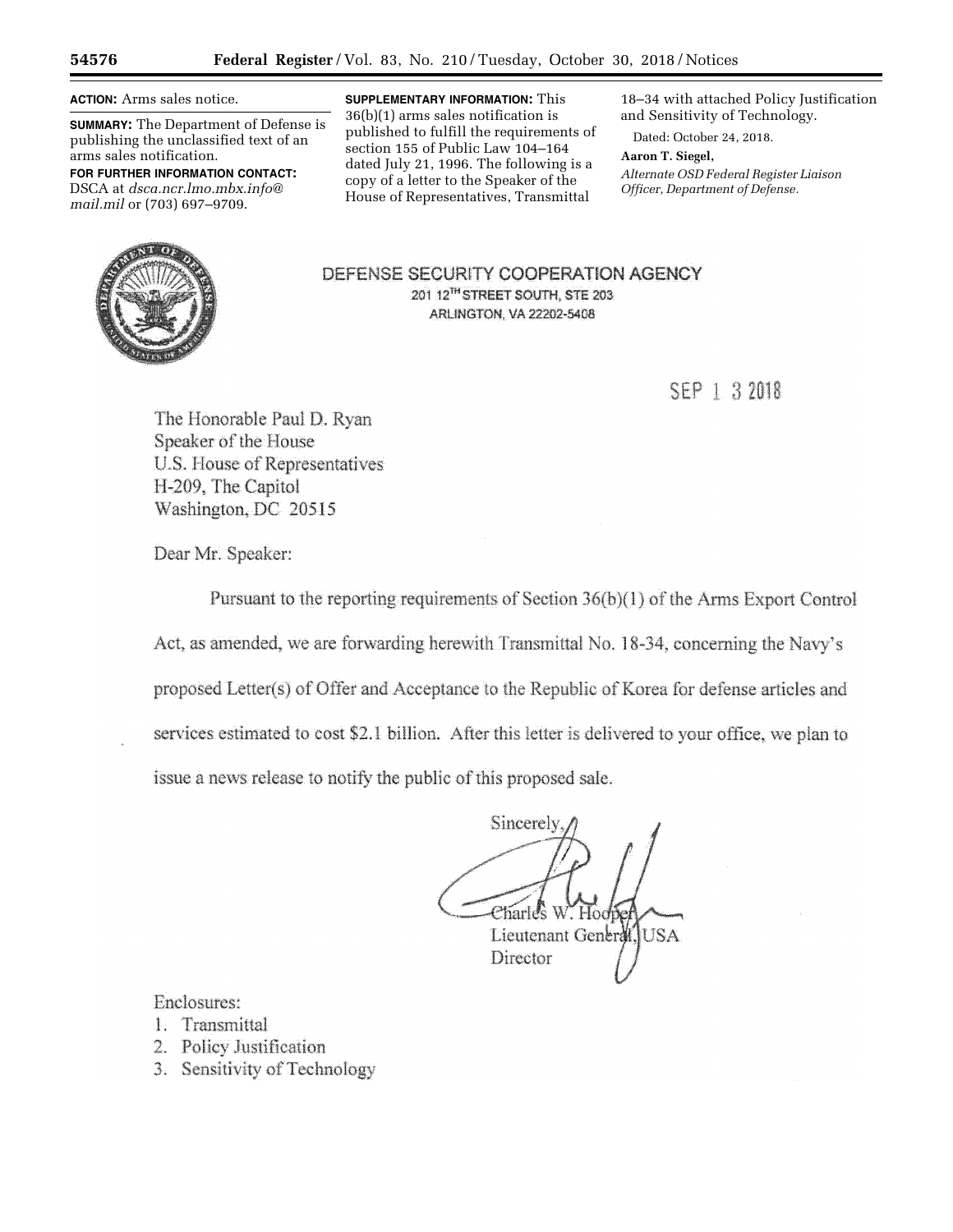**ACTION:** Arms sales notice.

**SUMMARY:** The Department of Defense is publishing the unclassified text of an arms sales notification.

**FOR FURTHER INFORMATION CONTACT:** DSCA at *dsca.ncr.lmo.mbx.info@mail.mil* or (703) 697–9709.

**SUPPLEMENTARY INFORMATION:** This 36(b)(1) arms sales notification is published to fulfill the requirements of section 155 of Public Law 104–164 dated July 21, 1996. The following is a copy of a letter to the Speaker of the House of Representatives, Transmittal 18–34 with attached Policy Justification and Sensitivity of Technology.

Dated: October 24, 2018.

**Aaron T. Siegel,**

*Alternate OSD Federal Register Liaison Officer, Department of Defense.*

DEFENSE SECURITY COOPERATION AGENCY
201 12TH STREET SOUTH, STE 203
ARLINGTON, VA 22202-5408

SEP 13 2018

The Honorable Paul D. Ryan
Speaker of the House
U.S. House of Representatives
H-209, The Capitol
Washington, DC 20515

Dear Mr. Speaker:

Pursuant to the reporting requirements of Section 36(b)(1) of the Arms Export Control Act, as amended, we are forwarding herewith Transmittal No. 18-34, concerning the Navy's proposed Letter(s) of Offer and Acceptance to the Republic of Korea for defense articles and services estimated to cost $2.1 billion. After this letter is delivered to your office, we plan to issue a news release to notify the public of this proposed sale.

Sincerely,

Charles W. Hooper
Lieutenant General, USA
Director

Enclosures:
1. Transmittal
2. Policy Justification
3. Sensitivity of Technology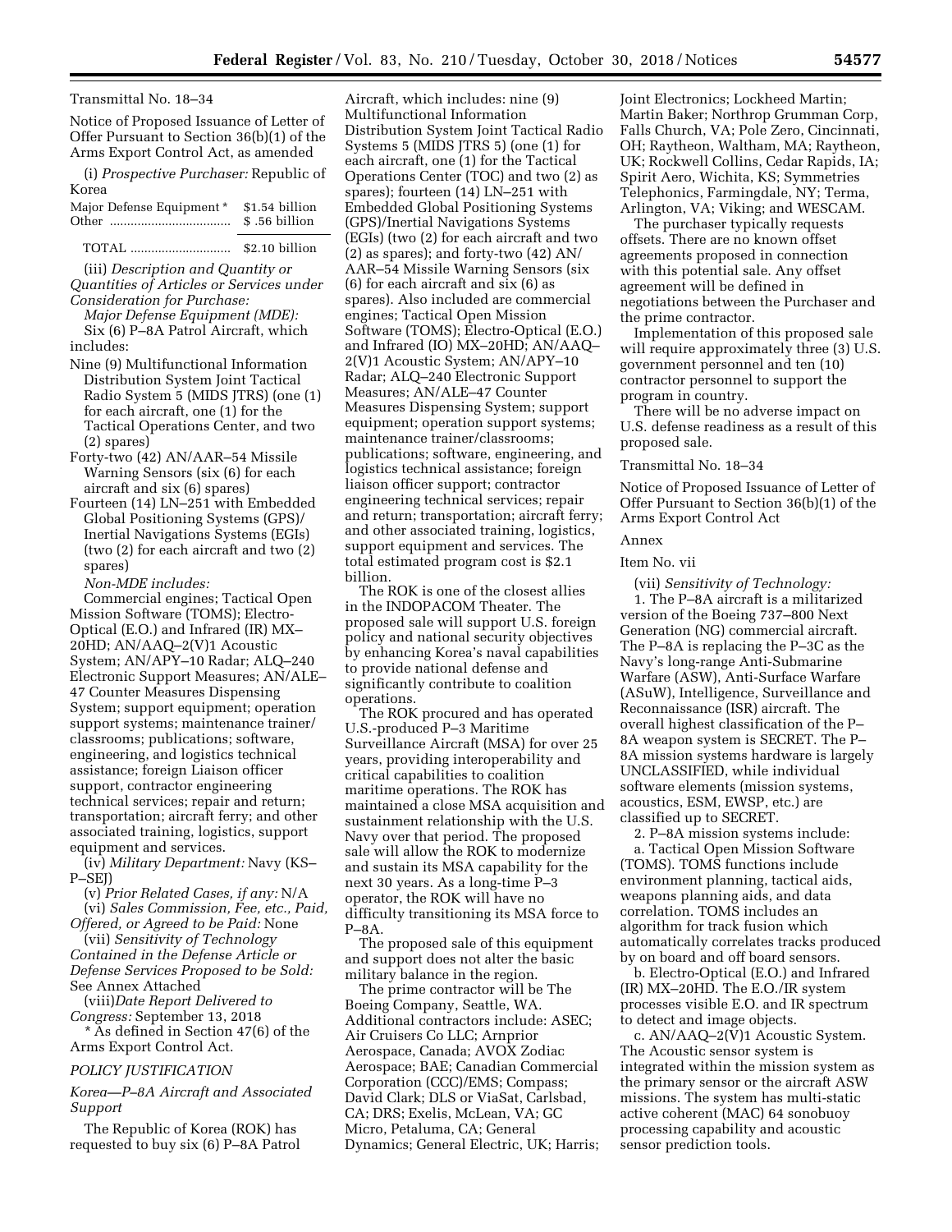Transmittal No. 18–34

Notice of Proposed Issuance of Letter of Offer Pursuant to Section 36(b)(1) of the Arms Export Control Act, as amended

(i) *Prospective Purchaser:* Republic of Korea

| Major Defense Equipment * | $1.54 billion |
|---|---|
| Other | $ .56 billion |
| TOTAL | $2.10 billion |

(iii) *Description and Quantity or Quantities of Articles or Services under Consideration for Purchase:*

*Major Defense Equipment (MDE):*

Six (6) P–8A Patrol Aircraft, which includes:

- Nine (9) Multifunctional Information Distribution System Joint Tactical Radio System 5 (MIDS JTRS) (one (1) for each aircraft, one (1) for the Tactical Operations Center, and two (2) spares)
- Forty-two (42) AN/AAR–54 Missile Warning Sensors (six (6) for each aircraft and six (6) spares)
- Fourteen (14) LN–251 with Embedded Global Positioning Systems (GPS)/Inertial Navigations Systems (EGIs) (two (2) for each aircraft and two (2) spares)

*Non-MDE includes:*

Commercial engines; Tactical Open Mission Software (TOMS); Electro-Optical (E.O.) and Infrared (IR) MX–20HD; AN/AAQ–2(V)1 Acoustic System; AN/APY–10 Radar; ALQ–240 Electronic Support Measures; AN/ALE–47 Counter Measures Dispensing System; support equipment; operation support systems; maintenance trainer/classrooms; publications; software, engineering, and logistics technical assistance; foreign Liaison officer support, contractor engineering technical services; repair and return; transportation; aircraft ferry; and other associated training, logistics, support equipment and services.

(iv) *Military Department:* Navy (KS–P–SEJ)

(v) *Prior Related Cases, if any:* N/A

(vi) *Sales Commission, Fee, etc., Paid, Offered, or Agreed to be Paid:* None

(vii) *Sensitivity of Technology Contained in the Defense Article or Defense Services Proposed to be Sold:* See Annex Attached

(viii)*Date Report Delivered to Congress:* September 13, 2018

* As defined in Section 47(6) of the Arms Export Control Act.

*POLICY JUSTIFICATION*

*Korea—P–8A Aircraft and Associated Support*

The Republic of Korea (ROK) has requested to buy six (6) P–8A Patrol Aircraft, which includes: nine (9) Multifunctional Information Distribution System Joint Tactical Radio Systems 5 (MIDS JTRS 5) (one (1) for each aircraft, one (1) for the Tactical Operations Center (TOC) and two (2) as spares); fourteen (14) LN–251 with Embedded Global Positioning Systems (GPS)/Inertial Navigations Systems (EGIs) (two (2) for each aircraft and two (2) as spares); and forty-two (42) AN/AAR–54 Missile Warning Sensors (six (6) for each aircraft and six (6) as spares). Also included are commercial engines; Tactical Open Mission Software (TOMS); Electro-Optical (E.O.) and Infrared (IO) MX–20HD; AN/AAQ–2(V)1 Acoustic System; AN/APY–10 Radar; ALQ–240 Electronic Support Measures; AN/ALE–47 Counter Measures Dispensing System; support equipment; operation support systems; maintenance trainer/classrooms; publications; software, engineering, and logistics technical assistance; foreign liaison officer support; contractor engineering technical services; repair and return; transportation; aircraft ferry; and other associated training, logistics, support equipment and services. The total estimated program cost is $2.1 billion.

The ROK is one of the closest allies in the INDOPACOM Theater. The proposed sale will support U.S. foreign policy and national security objectives by enhancing Korea's naval capabilities to provide national defense and significantly contribute to coalition operations.

The ROK procured and has operated U.S.-produced P–3 Maritime Surveillance Aircraft (MSA) for over 25 years, providing interoperability and critical capabilities to coalition maritime operations. The ROK has maintained a close MSA acquisition and sustainment relationship with the U.S. Navy over that period. The proposed sale will allow the ROK to modernize and sustain its MSA capability for the next 30 years. As a long-time P–3 operator, the ROK will have no difficulty transitioning its MSA force to P–8A.

The proposed sale of this equipment and support does not alter the basic military balance in the region.

The prime contractor will be The Boeing Company, Seattle, WA. Additional contractors include: ASEC; Air Cruisers Co LLC; Arnprior Aerospace, Canada; AVOX Zodiac Aerospace; BAE; Canadian Commercial Corporation (CCC)/EMS; Compass; David Clark; DLS or ViaSat, Carlsbad, CA; DRS; Exelis, McLean, VA; GC Micro, Petaluma, CA; General Dynamics; General Electric, UK; Harris; Joint Electronics; Lockheed Martin; Martin Baker; Northrop Grumman Corp, Falls Church, VA; Pole Zero, Cincinnati, OH; Raytheon, Waltham, MA; Raytheon, UK; Rockwell Collins, Cedar Rapids, IA; Spirit Aero, Wichita, KS; Symmetries Telephonics, Farmingdale, NY; Terma, Arlington, VA; Viking; and WESCAM.

The purchaser typically requests offsets. There are no known offset agreements proposed in connection with this potential sale. Any offset agreement will be defined in negotiations between the Purchaser and the prime contractor.

Implementation of this proposed sale will require approximately three (3) U.S. government personnel and ten (10) contractor personnel to support the program in country.

There will be no adverse impact on U.S. defense readiness as a result of this proposed sale.

Transmittal No. 18–34

Notice of Proposed Issuance of Letter of Offer Pursuant to Section 36(b)(1) of the Arms Export Control Act

Annex

Item No. vii

(vii) *Sensitivity of Technology:*

1. The P–8A aircraft is a militarized version of the Boeing 737–800 Next Generation (NG) commercial aircraft. The P–8A is replacing the P–3C as the Navy's long-range Anti-Submarine Warfare (ASW), Anti-Surface Warfare (ASuW), Intelligence, Surveillance and Reconnaissance (ISR) aircraft. The overall highest classification of the P–8A weapon system is SECRET. The P–8A mission systems hardware is largely UNCLASSIFIED, while individual software elements (mission systems, acoustics, ESM, EWSP, etc.) are classified up to SECRET.

2. P–8A mission systems include:

a. Tactical Open Mission Software (TOMS). TOMS functions include environment planning, tactical aids, weapons planning aids, and data correlation. TOMS includes an algorithm for track fusion which automatically correlates tracks produced by on board and off board sensors.

b. Electro-Optical (E.O.) and Infrared (IR) MX–20HD. The E.O./IR system processes visible E.O. and IR spectrum to detect and image objects.

c. AN/AAQ–2(V)1 Acoustic System. The Acoustic sensor system is integrated within the mission system as the primary sensor or the aircraft ASW missions. The system has multi-static active coherent (MAC) 64 sonobuoy processing capability and acoustic sensor prediction tools.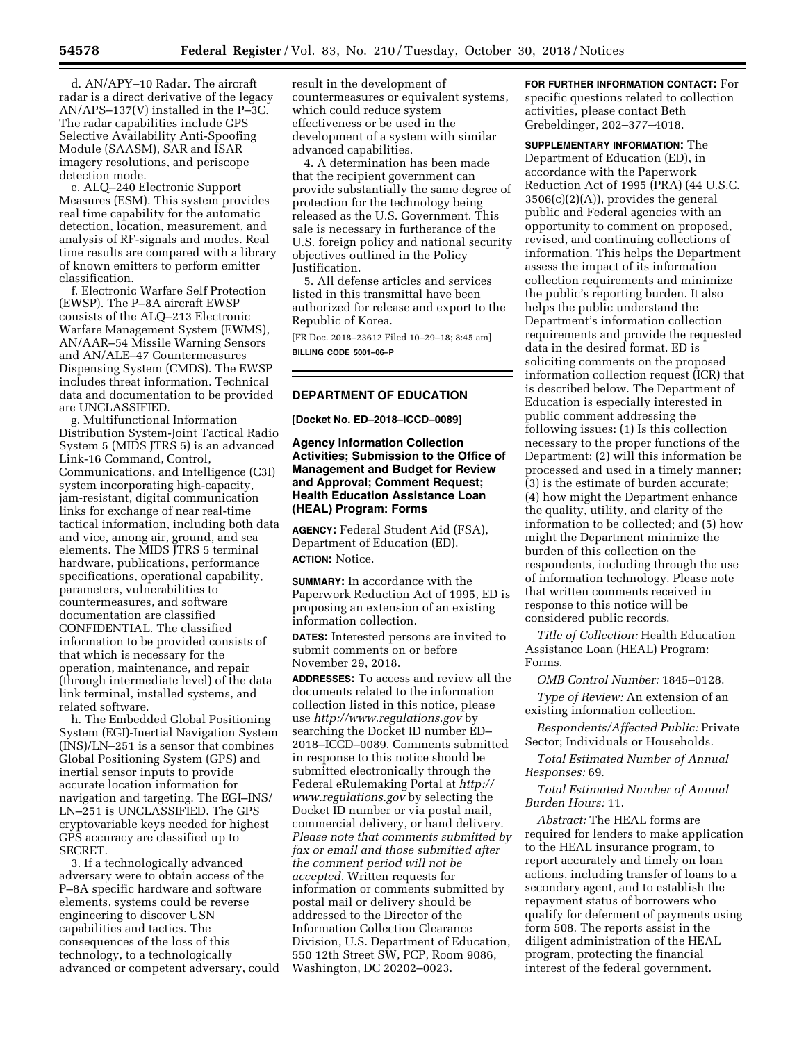d. AN/APY–10 Radar. The aircraft radar is a direct derivative of the legacy AN/APS–137(V) installed in the P–3C. The radar capabilities include GPS Selective Availability Anti-Spoofing Module (SAASM), SAR and ISAR imagery resolutions, and periscope detection mode.

e. ALQ–240 Electronic Support Measures (ESM). This system provides real time capability for the automatic detection, location, measurement, and analysis of RF-signals and modes. Real time results are compared with a library of known emitters to perform emitter classification.

f. Electronic Warfare Self Protection (EWSP). The P–8A aircraft EWSP consists of the ALQ–213 Electronic Warfare Management System (EWMS), AN/AAR–54 Missile Warning Sensors and AN/ALE–47 Countermeasures Dispensing System (CMDS). The EWSP includes threat information. Technical data and documentation to be provided are UNCLASSIFIED.

g. Multifunctional Information Distribution System-Joint Tactical Radio System 5 (MIDS JTRS 5) is an advanced Link-16 Command, Control, Communications, and Intelligence (C3I) system incorporating high-capacity, jam-resistant, digital communication links for exchange of near real-time tactical information, including both data and vice, among air, ground, and sea elements. The MIDS JTRS 5 terminal hardware, publications, performance specifications, operational capability, parameters, vulnerabilities to countermeasures, and software documentation are classified CONFIDENTIAL. The classified information to be provided consists of that which is necessary for the operation, maintenance, and repair (through intermediate level) of the data link terminal, installed systems, and related software.

h. The Embedded Global Positioning System (EGI)-Inertial Navigation System (INS)/LN–251 is a sensor that combines Global Positioning System (GPS) and inertial sensor inputs to provide accurate location information for navigation and targeting. The EGI–INS/LN–251 is UNCLASSIFIED. The GPS cryptovariable keys needed for highest GPS accuracy are classified up to SECRET.

3. If a technologically advanced adversary were to obtain access of the P–8A specific hardware and software elements, systems could be reverse engineering to discover USN capabilities and tactics. The consequences of the loss of this technology, to a technologically advanced or competent adversary, could result in the development of countermeasures or equivalent systems, which could reduce system effectiveness or be used in the development of a system with similar advanced capabilities.

4. A determination has been made that the recipient government can provide substantially the same degree of protection for the technology being released as the U.S. Government. This sale is necessary in furtherance of the U.S. foreign policy and national security objectives outlined in the Policy Justification.

5. All defense articles and services listed in this transmittal have been authorized for release and export to the Republic of Korea.

[FR Doc. 2018–23612 Filed 10–29–18; 8:45 am]

**BILLING CODE 5001–06–P**

## DEPARTMENT OF EDUCATION

**[Docket No. ED–2018–ICCD–0089]**

### Agency Information Collection Activities; Submission to the Office of Management and Budget for Review and Approval; Comment Request; Health Education Assistance Loan (HEAL) Program: Forms

**AGENCY:** Federal Student Aid (FSA), Department of Education (ED).

**ACTION:** Notice.

**SUMMARY:** In accordance with the Paperwork Reduction Act of 1995, ED is proposing an extension of an existing information collection.

**DATES:** Interested persons are invited to submit comments on or before November 29, 2018.

**ADDRESSES:** To access and review all the documents related to the information collection listed in this notice, please use *http://www.regulations.gov* by searching the Docket ID number ED–2018–ICCD–0089. Comments submitted in response to this notice should be submitted electronically through the Federal eRulemaking Portal at *http://www.regulations.gov* by selecting the Docket ID number or via postal mail, commercial delivery, or hand delivery. *Please note that comments submitted by fax or email and those submitted after the comment period will not be accepted.* Written requests for information or comments submitted by postal mail or delivery should be addressed to the Director of the Information Collection Clearance Division, U.S. Department of Education, 550 12th Street SW, PCP, Room 9086, Washington, DC 20202–0023.

**FOR FURTHER INFORMATION CONTACT:** For specific questions related to collection activities, please contact Beth Grebeldinger, 202–377–4018.

**SUPPLEMENTARY INFORMATION:** The Department of Education (ED), in accordance with the Paperwork Reduction Act of 1995 (PRA) (44 U.S.C. 3506(c)(2)(A)), provides the general public and Federal agencies with an opportunity to comment on proposed, revised, and continuing collections of information. This helps the Department assess the impact of its information collection requirements and minimize the public's reporting burden. It also helps the public understand the Department's information collection requirements and provide the requested data in the desired format. ED is soliciting comments on the proposed information collection request (ICR) that is described below. The Department of Education is especially interested in public comment addressing the following issues: (1) Is this collection necessary to the proper functions of the Department; (2) will this information be processed and used in a timely manner; (3) is the estimate of burden accurate; (4) how might the Department enhance the quality, utility, and clarity of the information to be collected; and (5) how might the Department minimize the burden of this collection on the respondents, including through the use of information technology. Please note that written comments received in response to this notice will be considered public records.

*Title of Collection:* Health Education Assistance Loan (HEAL) Program: Forms.

*OMB Control Number:* 1845–0128.

*Type of Review:* An extension of an existing information collection.

*Respondents/Affected Public:* Private Sector; Individuals or Households.

*Total Estimated Number of Annual Responses:* 69.

*Total Estimated Number of Annual Burden Hours:* 11.

*Abstract:* The HEAL forms are required for lenders to make application to the HEAL insurance program, to report accurately and timely on loan actions, including transfer of loans to a secondary agent, and to establish the repayment status of borrowers who qualify for deferment of payments using form 508. The reports assist in the diligent administration of the HEAL program, protecting the financial interest of the federal government.